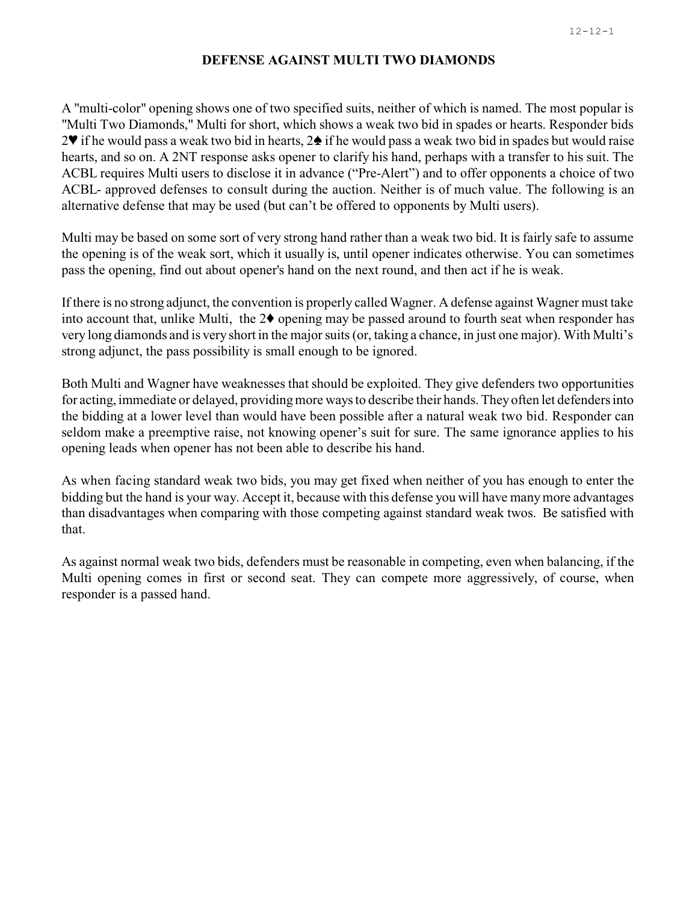# DEFENSE AGAINST MULTI TWO DIAMONDS

A "multi-color" opening shows one of two specified suits, neither of which is named. The most popular is "Multi Two Diamonds," Multi for short, which shows a weak two bid in spades or hearts. Responder bids 2♥ if he would pass a weak two bid in hearts, 2♠ if he would pass a weak two bid in spades but would raise hearts, and so on. A 2NT response asks opener to clarify his hand, perhaps with a transfer to his suit. The ACBL requires Multi users to disclose it in advance ("Pre-Alert") and to offer opponents a choice of two ACBL- approved defenses to consult during the auction. Neither is of much value. The following is an alternative defense that may be used (but can't be offered to opponents by Multi users).

Multi may be based on some sort of very strong hand rather than a weak two bid. It is fairly safe to assume the opening is of the weak sort, which it usually is, until opener indicates otherwise. You can sometimes pass the opening, find out about opener's hand on the next round, and then act if he is weak.

If there is no strong adjunct, the convention is properly called Wagner. A defense against Wagner must take into account that, unlike Multi, the 2♦ opening may be passed around to fourth seat when responder has very long diamonds and is very short in the major suits (or, taking a chance, in just one major). With Multi's strong adjunct, the pass possibility is small enough to be ignored.

Both Multi and Wagner have weaknesses that should be exploited. They give defenders two opportunities for acting, immediate or delayed, providing more ways to describe their hands. They often let defenders into the bidding at a lower level than would have been possible after a natural weak two bid. Responder can seldom make a preemptive raise, not knowing opener's suit for sure. The same ignorance applies to his opening leads when opener has not been able to describe his hand.

As when facing standard weak two bids, you may get fixed when neither of you has enough to enter the bidding but the hand is your way. Accept it, because with this defense you will have many more advantages than disadvantages when comparing with those competing against standard weak twos. Be satisfied with that.

As against normal weak two bids, defenders must be reasonable in competing, even when balancing, if the Multi opening comes in first or second seat. They can compete more aggressively, of course, when responder is a passed hand.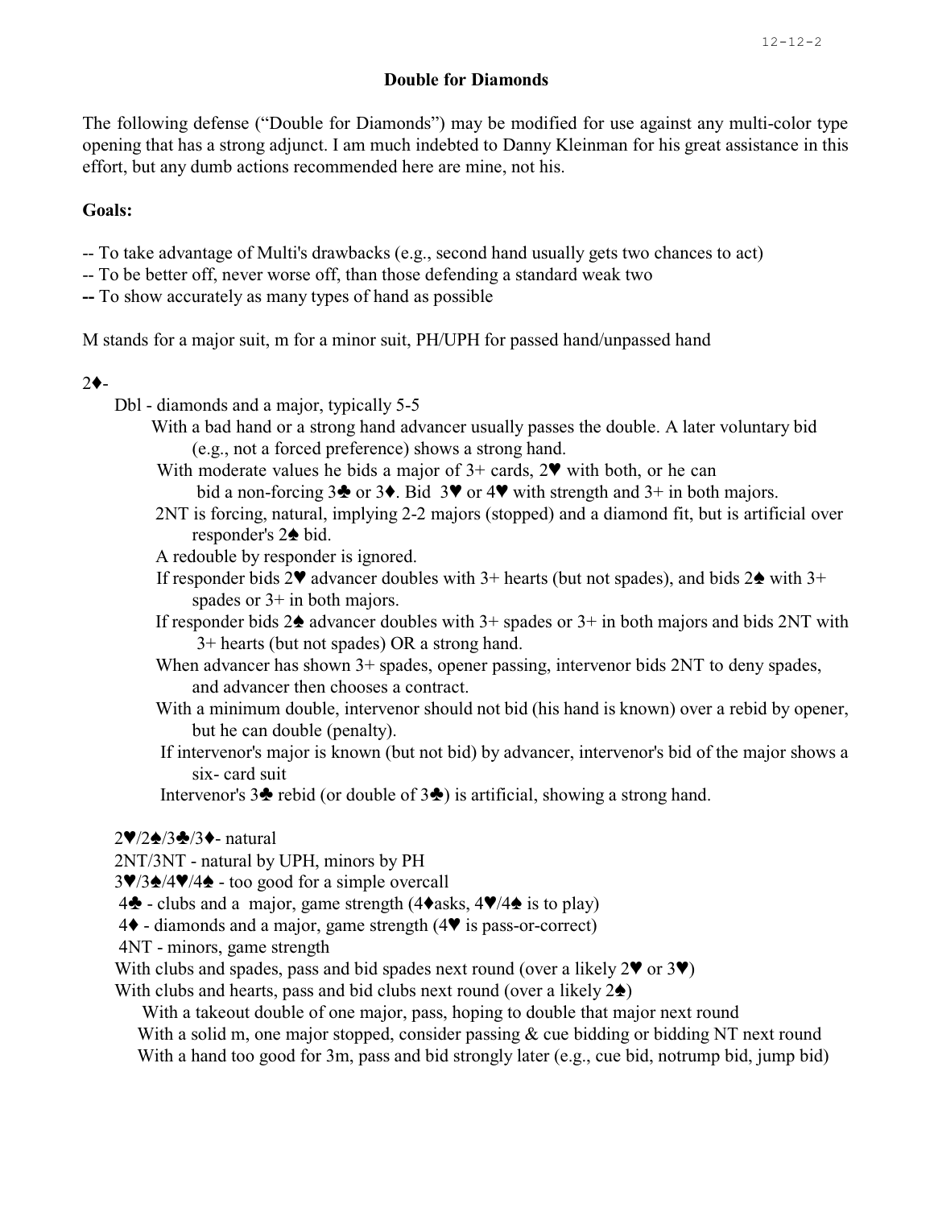## Double for Diamonds

The following defense ("Double for Diamonds") may be modified for use against any multi-color type opening that has a strong adjunct. I am much indebted to Danny Kleinman for his great assistance in this effort, but any dumb actions recommended here are mine, not his.

### Goals:

-- To take advantage of Multi's drawbacks (e.g., second hand usually gets two chances to act)
-- To be better off, never worse off, than those defending a standard weak two
-- To show accurately as many types of hand as possible

M stands for a major suit, m for a minor suit, PH/UPH for passed hand/unpassed hand

2♦-

- Dbl - diamonds and a major, typically 5-5
  - With a bad hand or a strong hand advancer usually passes the double. A later voluntary bid (e.g., not a forced preference) shows a strong hand.
  - With moderate values he bids a major of 3+ cards, 2♥ with both, or he can bid a non-forcing 3♣ or 3♦. Bid 3♥ or 4♥ with strength and 3+ in both majors.
  - 2NT is forcing, natural, implying 2-2 majors (stopped) and a diamond fit, but is artificial over responder's 2♠ bid.
  - A redouble by responder is ignored.
  - If responder bids 2♥ advancer doubles with 3+ hearts (but not spades), and bids 2♠ with 3+ spades or 3+ in both majors.
  - If responder bids 2♠ advancer doubles with 3+ spades or 3+ in both majors and bids 2NT with 3+ hearts (but not spades) OR a strong hand.
  - When advancer has shown 3+ spades, opener passing, intervenor bids 2NT to deny spades, and advancer then chooses a contract.
  - With a minimum double, intervenor should not bid (his hand is known) over a rebid by opener, but he can double (penalty).
  - If intervenor's major is known (but not bid) by advancer, intervenor's bid of the major shows a six- card suit
  - Intervenor's 3♣ rebid (or double of 3♣) is artificial, showing a strong hand.

- 2♥/2♠/3♣/3♦- natural
- 2NT/3NT - natural by UPH, minors by PH
- 3♥/3♠/4♥/4♠ - too good for a simple overcall
- 4♣ - clubs and a major, game strength (4♦asks, 4♥/4♠ is to play)
- 4♦ - diamonds and a major, game strength (4♥ is pass-or-correct)
- 4NT - minors, game strength
- With clubs and spades, pass and bid spades next round (over a likely 2♥ or 3♥)
- With clubs and hearts, pass and bid clubs next round (over a likely 2♠)
  - With a takeout double of one major, pass, hoping to double that major next round
  - With a solid m, one major stopped, consider passing & cue bidding or bidding NT next round
  - With a hand too good for 3m, pass and bid strongly later (e.g., cue bid, notrump bid, jump bid)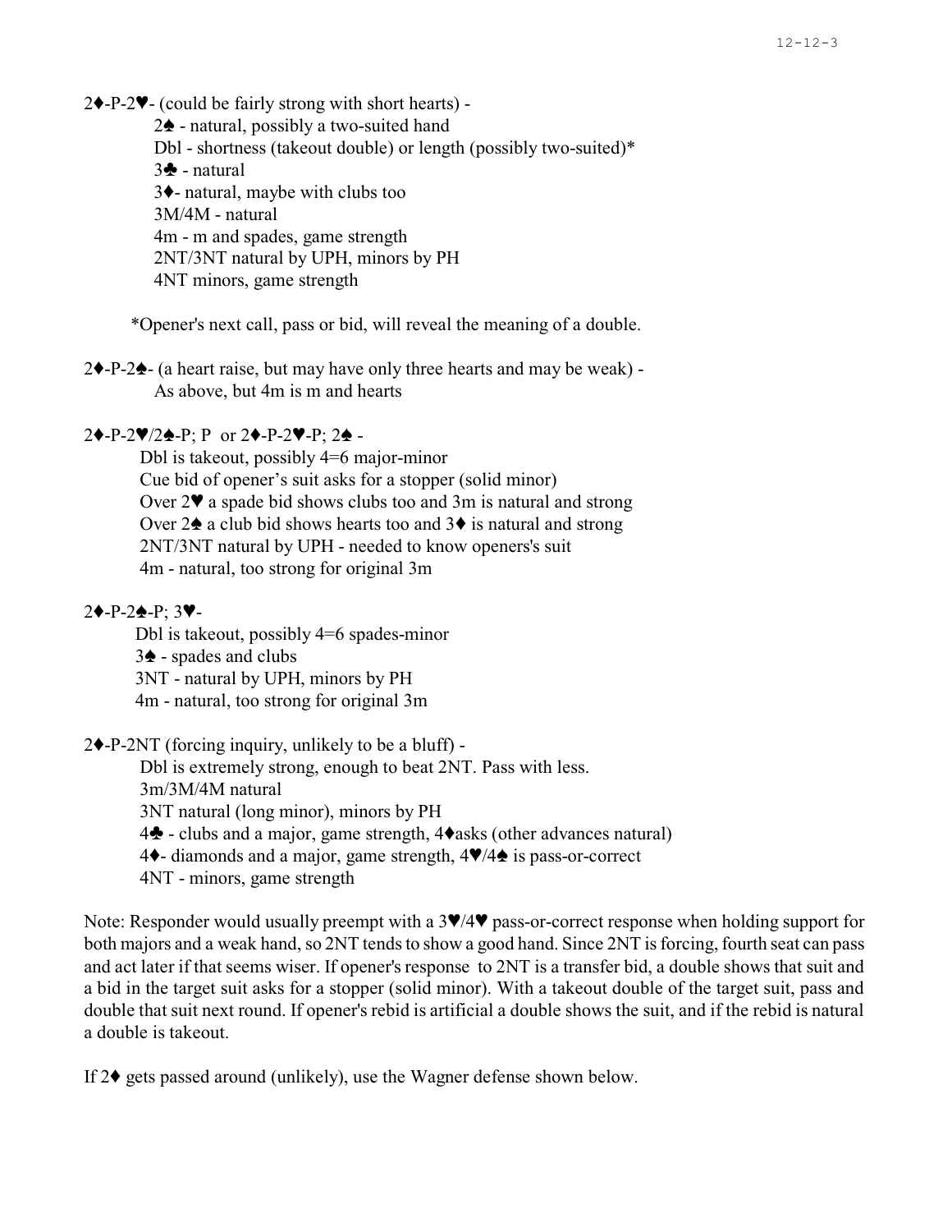2♦-P-2♥- (could be fairly strong with short hearts) -

2♠ - natural, possibly a two-suited hand
Dbl - shortness (takeout double) or length (possibly two-suited)*
3♣ - natural
3♦- natural, maybe with clubs too
3M/4M - natural
4m - m and spades, game strength
2NT/3NT natural by UPH, minors by PH
4NT minors, game strength

*Opener's next call, pass or bid, will reveal the meaning of a double.

2♦-P-2♠- (a heart raise, but may have only three hearts and may be weak) -

As above, but 4m is m and hearts

2♦-P-2♥/2♠-P; P or 2♦-P-2♥-P; 2♠ -

Dbl is takeout, possibly 4=6 major-minor
Cue bid of opener's suit asks for a stopper (solid minor)
Over 2♥ a spade bid shows clubs too and 3m is natural and strong
Over 2♠ a club bid shows hearts too and 3♦ is natural and strong
2NT/3NT natural by UPH - needed to know openers's suit
4m - natural, too strong for original 3m

2♦-P-2♠-P; 3♥-

Dbl is takeout, possibly 4=6 spades-minor
3♠ - spades and clubs
3NT - natural by UPH, minors by PH
4m - natural, too strong for original 3m

2♦-P-2NT (forcing inquiry, unlikely to be a bluff) -

Dbl is extremely strong, enough to beat 2NT. Pass with less.
3m/3M/4M natural
3NT natural (long minor), minors by PH
4♣ - clubs and a major, game strength, 4♦asks (other advances natural)
4♦- diamonds and a major, game strength, 4♥/4♠ is pass-or-correct
4NT - minors, game strength

Note: Responder would usually preempt with a 3♥/4♥ pass-or-correct response when holding support for both majors and a weak hand, so 2NT tends to show a good hand. Since 2NT is forcing, fourth seat can pass and act later if that seems wiser. If opener's response to 2NT is a transfer bid, a double shows that suit and a bid in the target suit asks for a stopper (solid minor). With a takeout double of the target suit, pass and double that suit next round. If opener's rebid is artificial a double shows the suit, and if the rebid is natural a double is takeout.

If 2♦ gets passed around (unlikely), use the Wagner defense shown below.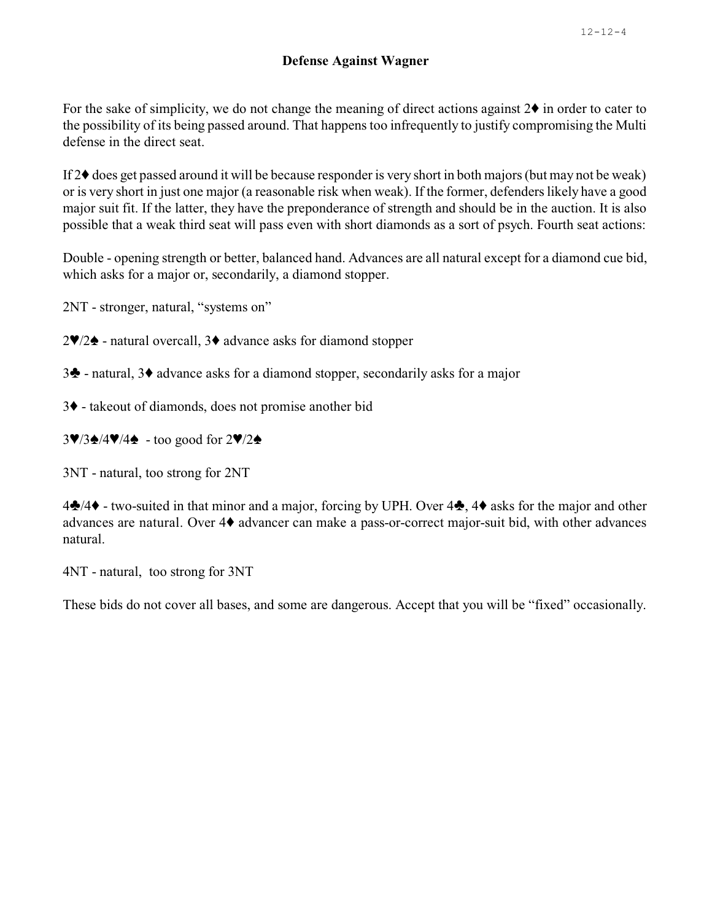## Defense Against Wagner

For the sake of simplicity, we do not change the meaning of direct actions against 2♦ in order to cater to the possibility of its being passed around. That happens too infrequently to justify compromising the Multi defense in the direct seat.

If 2♦ does get passed around it will be because responder is very short in both majors (but may not be weak) or is very short in just one major (a reasonable risk when weak). If the former, defenders likely have a good major suit fit. If the latter, they have the preponderance of strength and should be in the auction. It is also possible that a weak third seat will pass even with short diamonds as a sort of psych. Fourth seat actions:

Double - opening strength or better, balanced hand. Advances are all natural except for a diamond cue bid, which asks for a major or, secondarily, a diamond stopper.

2NT - stronger, natural, "systems on"

2♥/2♠ - natural overcall, 3♦ advance asks for diamond stopper

3♣ - natural, 3♦ advance asks for a diamond stopper, secondarily asks for a major

3♦ - takeout of diamonds, does not promise another bid

3♥/3♠/4♥/4♠ - too good for 2♥/2♠

3NT - natural, too strong for 2NT

4♣/4♦ - two-suited in that minor and a major, forcing by UPH. Over 4♣, 4♦ asks for the major and other advances are natural. Over 4♦ advancer can make a pass-or-correct major-suit bid, with other advances natural.

4NT - natural, too strong for 3NT

These bids do not cover all bases, and some are dangerous. Accept that you will be "fixed" occasionally.